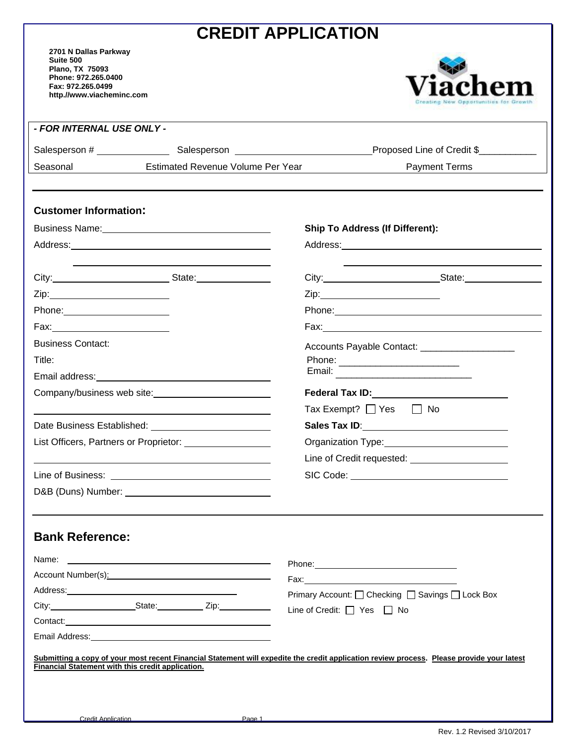# CREDIT APPLICATION

**2701 N Dallas Parkway**
**Suite 500**
**Plano, TX 75093**
**Phone: 972.265.0400**
**Fax: 972.265.0499**
**http.//www.viacheminc.com**

Viachem
Creating New Opportunities for Growth

***- FOR INTERNAL USE ONLY -***

Salesperson # ______________ Salesperson _________________________ Proposed Line of Credit $___________

Seasonal Estimated Revenue Volume Per Year Payment Terms

---

### Customer Information:

Business Name: ________________________________

Address: ________________________________

________________________________

City: ____________________ State: ______________

Zip: ____________________

Phone: ____________________

Fax: ____________________

Business Contact:

Title:

Email address: ________________________________

Company/business web site: ______________________

________________________________

Date Business Established: ______________________

List Officers, Partners or Proprietor: ______________

________________________________

Line of Business: ________________________________

D&B (Duns) Number: ______________________

**Ship To Address (If Different):**

Address: ________________________________

________________________________

City: ____________________ State: ______________

Zip: ____________________

Phone: ________________________________

Fax: ________________________________

Accounts Payable Contact: __________________

Phone: ______________________

Email: __________________________

**Federal Tax ID:** ________________________

Tax Exempt? ☐ Yes ☐ No

**Sales Tax ID**: ________________________

Organization Type: ______________________

Line of Credit requested: __________________

SIC Code: ________________________________

---

## Bank Reference:

Name: ________________________________

Account Number(s): ________________________________

Address: ________________________________

City: __________________ State: __________ Zip: ___________

Contact: ________________________________

Email Address: ________________________________

Phone: ____________________________

Fax: ____________________________

Primary Account: ☐ Checking ☐ Savings ☐ Lock Box

Line of Credit: ☐ Yes ☐ No

**Submitting a copy of your most recent Financial Statement will expedite the credit application review process. Please provide your latest Financial Statement with this credit application.**

Rev. 1.2 Revised 3/10/2017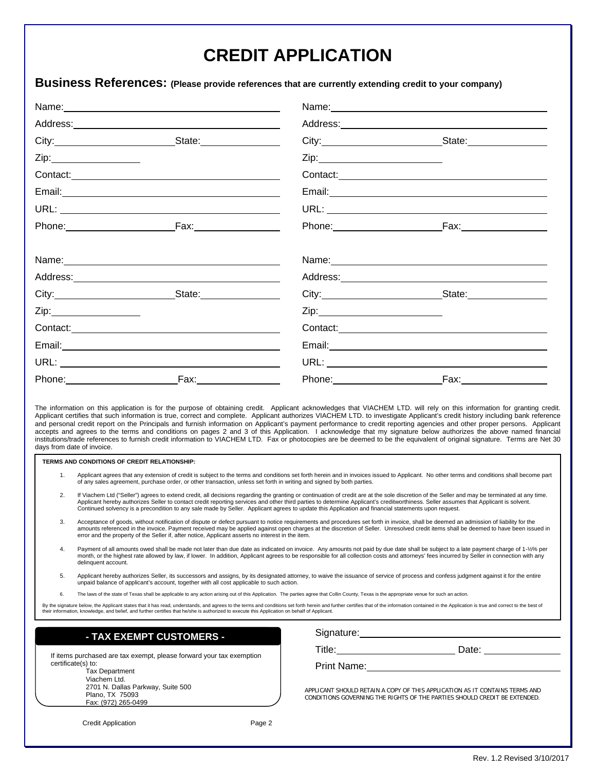# CREDIT APPLICATION

## Business References: (Please provide references that are currently extending credit to your company)

Name: ______________________________

Address: ______________________________

City: ________________ State: ____________

Zip: ____________

Contact: ______________________________

Email: ______________________________

URL: ______________________________

Phone: ________________ Fax: ____________

Name: ______________________________

Address: ______________________________

City: ________________ State: ____________

Zip: ____________

Contact: ______________________________

Email: ______________________________

URL: ______________________________

Phone: ________________ Fax: ____________

Name: ______________________________

Address: ______________________________

City: ________________ State: ____________

Zip: ____________

Contact: ______________________________

Email: ______________________________

URL: ______________________________

Phone: ________________ Fax: ____________

Name: ______________________________

Address: ______________________________

City: ________________ State: ____________

Zip: ____________

Contact: ______________________________

Email: ______________________________

URL: ______________________________

Phone: ________________ Fax: ____________

The information on this application is for the purpose of obtaining credit. Applicant acknowledges that VIACHEM LTD. will rely on this information for granting credit. Applicant certifies that such information is true, correct and complete. Applicant authorizes VIACHEM LTD. to investigate Applicant's credit history including bank reference and personal credit report on the Principals and furnish information on Applicant's payment performance to credit reporting agencies and other proper persons. Applicant accepts and agrees to the terms and conditions on pages 2 and 3 of this Application. I acknowledge that my signature below authorizes the above named financial institutions/trade references to furnish credit information to VIACHEM LTD. Fax or photocopies are be deemed to be the equivalent of original signature. Terms are Net 30 days from date of invoice.

**TERMS AND CONDITIONS OF CREDIT RELATIONSHIP:**

1. Applicant agrees that any extension of credit is subject to the terms and conditions set forth herein and in invoices issued to Applicant. No other terms and conditions shall become part of any sales agreement, purchase order, or other transaction, unless set forth in writing and signed by both parties.
2. If Viachem Ltd ("Seller") agrees to extend credit, all decisions regarding the granting or continuation of credit are at the sole discretion of the Seller and may be terminated at any time. Applicant hereby authorizes Seller to contact credit reporting services and other third parties to determine Applicant's creditworthiness. Seller assumes that Applicant is solvent. Continued solvency is a precondition to any sale made by Seller. Applicant agrees to update this Application and financial statements upon request.
3. Acceptance of goods, without notification of dispute or defect pursuant to notice requirements and procedures set forth in invoice, shall be deemed an admission of liability for the amounts referenced in the invoice. Payment received may be applied against open charges at the discretion of Seller. Unresolved credit items shall be deemed to have been issued in error and the property of the Seller if, after notice, Applicant asserts no interest in the item.
4. Payment of all amounts owed shall be made not later than due date as indicated on invoice. Any amounts not paid by due date shall be subject to a late payment charge of 1-½% per month, or the highest rate allowed by law, if lower. In addition, Applicant agrees to be responsible for all collection costs and attorneys' fees incurred by Seller in connection with any delinquent account.
5. Applicant hereby authorizes Seller, its successors and assigns, by its designated attorney, to waive the issuance of service of process and confess judgment against it for the entire unpaid balance of applicant's account, together with all cost applicable to such action.
6. The laws of the state of Texas shall be applicable to any action arising out of this Application. The parties agree that Collin County, Texas is the appropriate venue for such an action.

By the signature below, the Applicant states that it has read, understands, and agrees to the terms and conditions set forth herein and further certifies that of the information contained in the Application is true and correct to the best of their information, knowledge, and belief, and further certifies that he/she is authorized to execute this Application on behalf of Applicant.

### - TAX EXEMPT CUSTOMERS -

If items purchased are tax exempt, please forward your tax exemption certificate(s) to:

Tax Department
Viachem Ltd.
2701 N. Dallas Parkway, Suite 500
Plano, TX 75093
Fax: (972) 265-0499

Signature: ______________________________

Title: ________________ Date: ____________

Print Name: ______________________________

APPLICANT SHOULD RETAIN A COPY OF THIS APPLICATION AS IT CONTAINS TERMS AND CONDITIONS GOVERNING THE RIGHTS OF THE PARTIES SHOULD CREDIT BE EXTENDED.

Rev. 1.2 Revised 3/10/2017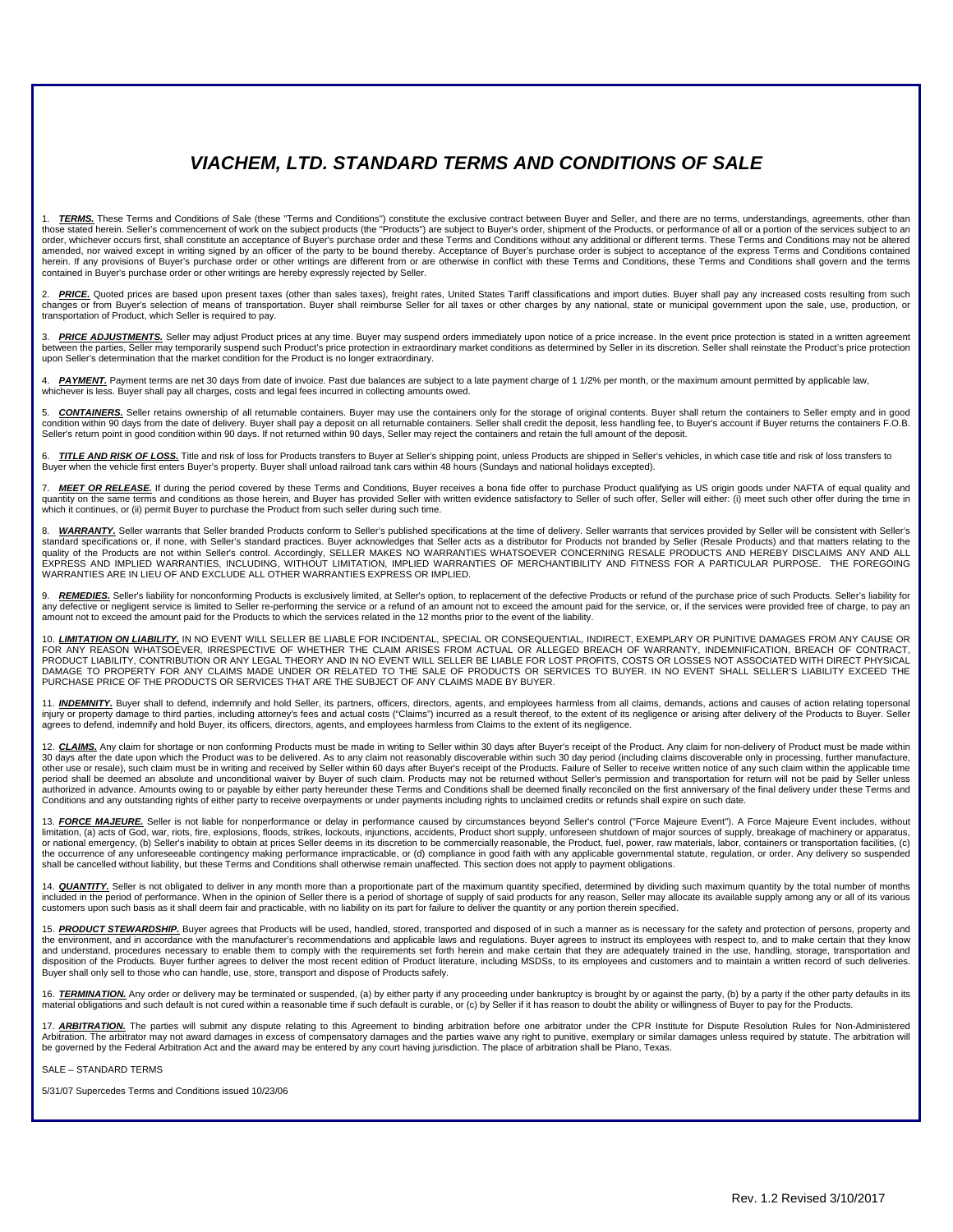# *VIACHEM, LTD. STANDARD TERMS AND CONDITIONS OF SALE*

1. ***TERMS.*** These Terms and Conditions of Sale (these "Terms and Conditions") constitute the exclusive contract between Buyer and Seller, and there are no terms, understandings, agreements, other than those stated herein. Seller's commencement of work on the subject products (the "Products") are subject to Buyer's order, shipment of the Products, or performance of all or a portion of the services subject to an order, whichever occurs first, shall constitute an acceptance of Buyer's purchase order and these Terms and Conditions without any additional or different terms. These Terms and Conditions may not be altered amended, nor waived except in writing signed by an officer of the party to be bound thereby. Acceptance of Buyer's purchase order is subject to acceptance of the express Terms and Conditions contained herein. If any provisions of Buyer's purchase order or other writings are different from or are otherwise in conflict with these Terms and Conditions, these Terms and Conditions shall govern and the terms contained in Buyer's purchase order or other writings are hereby expressly rejected by Seller.

2. ***PRICE.*** Quoted prices are based upon present taxes (other than sales taxes), freight rates, United States Tariff classifications and import duties. Buyer shall pay any increased costs resulting from such changes or from Buyer's selection of means of transportation. Buyer shall reimburse Seller for all taxes or other charges by any national, state or municipal government upon the sale, use, production, or transportation of Product, which Seller is required to pay.

3. ***PRICE ADJUSTMENTS.*** Seller may adjust Product prices at any time. Buyer may suspend orders immediately upon notice of a price increase. In the event price protection is stated in a written agreement between the parties, Seller may temporarily suspend such Product's price protection in extraordinary market conditions as determined by Seller in its discretion. Seller shall reinstate the Product's price protection upon Seller's determination that the market condition for the Product is no longer extraordinary.

4. ***PAYMENT.*** Payment terms are net 30 days from date of invoice. Past due balances are subject to a late payment charge of 1 1/2% per month, or the maximum amount permitted by applicable law, whichever is less. Buyer shall pay all charges, costs and legal fees incurred in collecting amounts owed.

5. ***CONTAINERS.*** Seller retains ownership of all returnable containers. Buyer may use the containers only for the storage of original contents. Buyer shall return the containers to Seller empty and in good condition within 90 days from the date of delivery. Buyer shall pay a deposit on all returnable containers. Seller shall credit the deposit, less handling fee, to Buyer's account if Buyer returns the containers F.O.B. Seller's return point in good condition within 90 days. If not returned within 90 days, Seller may reject the containers and retain the full amount of the deposit.

6. ***TITLE AND RISK OF LOSS.*** Title and risk of loss for Products transfers to Buyer at Seller's shipping point, unless Products are shipped in Seller's vehicles, in which case title and risk of loss transfers to Buyer when the vehicle first enters Buyer's property. Buyer shall unload railroad tank cars within 48 hours (Sundays and national holidays excepted).

7. ***MEET OR RELEASE.*** If during the period covered by these Terms and Conditions, Buyer receives a bona fide offer to purchase Product qualifying as US origin goods under NAFTA of equal quality and quantity on the same terms and conditions as those herein, and Buyer has provided Seller with written evidence satisfactory to Seller of such offer, Seller will either: (i) meet such other offer during the time in which it continues, or (ii) permit Buyer to purchase the Product from such seller during such time.

8. ***WARRANTY.*** Seller warrants that Seller branded Products conform to Seller's published specifications at the time of delivery. Seller warrants that services provided by Seller will be consistent with Seller's standard specifications or, if none, with Seller's standard practices. Buyer acknowledges that Seller acts as a distributor for Products not branded by Seller (Resale Products) and that matters relating to the quality of the Products are not within Seller's control. Accordingly, SELLER MAKES NO WARRANTIES WHATSOEVER CONCERNING RESALE PRODUCTS AND HEREBY DISCLAIMS ANY AND ALL EXPRESS AND IMPLIED WARRANTIES, INCLUDING, WITHOUT LIMITATION, IMPLIED WARRANTIES OF MERCHANTIBILITY AND FITNESS FOR A PARTICULAR PURPOSE. THE FOREGOING WARRANTIES ARE IN LIEU OF AND EXCLUDE ALL OTHER WARRANTIES EXPRESS OR IMPLIED.

9. ***REMEDIES.*** Seller's liability for nonconforming Products is exclusively limited, at Seller's option, to replacement of the defective Products or refund of the purchase price of such Products. Seller's liability for any defective or negligent service is limited to Seller re-performing the service or a refund of an amount not to exceed the amount paid for the service, or, if the services were provided free of charge, to pay an amount not to exceed the amount paid for the Products to which the services related in the 12 months prior to the event of the liability.

10. ***LIMITATION ON LIABILITY.*** IN NO EVENT WILL SELLER BE LIABLE FOR INCIDENTAL, SPECIAL OR CONSEQUENTIAL, INDIRECT, EXEMPLARY OR PUNITIVE DAMAGES FROM ANY CAUSE OR FOR ANY REASON WHATSOEVER, IRRESPECTIVE OF WHETHER THE CLAIM ARISES FROM ACTUAL OR ALLEGED BREACH OF WARRANTY, INDEMNIFICATION, BREACH OF CONTRACT, PRODUCT LIABILITY, CONTRIBUTION OR ANY LEGAL THEORY AND IN NO EVENT WILL SELLER BE LIABLE FOR LOST PROFITS, COSTS OR LOSSES NOT ASSOCIATED WITH DIRECT PHYSICAL DAMAGE TO PROPERTY FOR ANY CLAIMS MADE UNDER OR RELATED TO THE SALE OF PRODUCTS OR SERVICES TO BUYER. IN NO EVENT SHALL SELLER'S LIABILITY EXCEED THE PURCHASE PRICE OF THE PRODUCTS OR SERVICES THAT ARE THE SUBJECT OF ANY CLAIMS MADE BY BUYER.

11. ***INDEMNITY.*** Buyer shall to defend, indemnify and hold Seller, its partners, officers, directors, agents, and employees harmless from all claims, demands, actions and causes of action relating topersonal injury or property damage to third parties, including attorney's fees and actual costs ("Claims") incurred as a result thereof, to the extent of its negligence or arising after delivery of the Products to Buyer. Seller agrees to defend, indemnify and hold Buyer, its officers, directors, agents, and employees harmless from Claims to the extent of its negligence.

12. ***CLAIMS.*** Any claim for shortage or non conforming Products must be made in writing to Seller within 30 days after Buyer's receipt of the Product. Any claim for non-delivery of Product must be made within 30 days after the date upon which the Product was to be delivered. As to any claim not reasonably discoverable within such 30 day period (including claims discoverable only in processing, further manufacture, other use or resale), such claim must be in writing and received by Seller within 60 days after Buyer's receipt of the Products. Failure of Seller to receive written notice of any such claim within the applicable time period shall be deemed an absolute and unconditional waiver by Buyer of such claim. Products may not be returned without Seller's permission and transportation for return will not be paid by Seller unless authorized in advance. Amounts owing to or payable by either party hereunder these Terms and Conditions shall be deemed finally reconciled on the first anniversary of the final delivery under these Terms and Conditions and any outstanding rights of either party to receive overpayments or under payments including rights to unclaimed credits or refunds shall expire on such date.

13. ***FORCE MAJEURE.*** Seller is not liable for nonperformance or delay in performance caused by circumstances beyond Seller's control ("Force Majeure Event"). A Force Majeure Event includes, without limitation, (a) acts of God, war, riots, fire, explosions, floods, strikes, lockouts, injunctions, accidents, Product short supply, unforeseen shutdown of major sources of supply, breakage of machinery or apparatus, or national emergency, (b) Seller's inability to obtain at prices Seller deems in its discretion to be commercially reasonable, the Product, fuel, power, raw materials, labor, containers or transportation facilities, (c) the occurrence of any unforeseeable contingency making performance impracticable, or (d) compliance in good faith with any applicable governmental statute, regulation, or order. Any delivery so suspended shall be cancelled without liability, but these Terms and Conditions shall otherwise remain unaffected. This section does not apply to payment obligations.

14. ***QUANTITY.*** Seller is not obligated to deliver in any month more than a proportionate part of the maximum quantity specified, determined by dividing such maximum quantity by the total number of months included in the period of performance. When in the opinion of Seller there is a period of shortage of supply of said products for any reason, Seller may allocate its available supply among any or all of its various customers upon such basis as it shall deem fair and practicable, with no liability on its part for failure to deliver the quantity or any portion therein specified.

15. ***PRODUCT STEWARDSHIP.*** Buyer agrees that Products will be used, handled, stored, transported and disposed of in such a manner as is necessary for the safety and protection of persons, property and the environment, and in accordance with the manufacturer's recommendations and applicable laws and regulations. Buyer agrees to instruct its employees with respect to, and to make certain that they know and understand, procedures necessary to enable them to comply with the requirements set forth herein and make certain that they are adequately trained in the use, handling, storage, transportation and disposition of the Products. Buyer further agrees to deliver the most recent edition of Product literature, including MSDSs, to its employees and customers and to maintain a written record of such deliveries. Buyer shall only sell to those who can handle, use, store, transport and dispose of Products safely.

16. ***TERMINATION.*** Any order or delivery may be terminated or suspended, (a) by either party if any proceeding under bankruptcy is brought by or against the party, (b) by a party if the other party defaults in its material obligations and such default is not cured within a reasonable time if such default is curable, or (c) by Seller if it has reason to doubt the ability or willingness of Buyer to pay for the Products.

17. ***ARBITRATION.*** The parties will submit any dispute relating to this Agreement to binding arbitration before one arbitrator under the CPR Institute for Dispute Resolution Rules for Non-Administered Arbitration. The arbitrator may not award damages in excess of compensatory damages and the parties waive any right to punitive, exemplary or similar damages unless required by statute. The arbitration will be governed by the Federal Arbitration Act and the award may be entered by any court having jurisdiction. The place of arbitration shall be Plano, Texas.

SALE – STANDARD TERMS

5/31/07 Supercedes Terms and Conditions issued 10/23/06

Rev. 1.2 Revised 3/10/2017